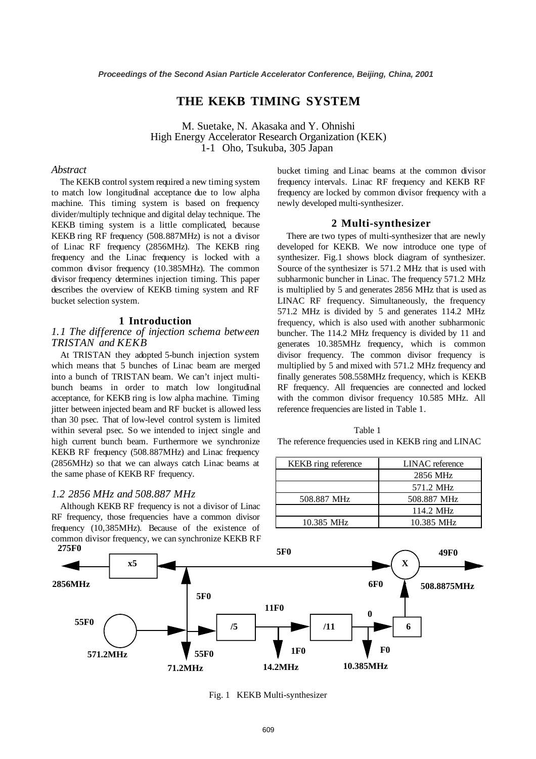# THE KEKB TIMING SYSTEM

M. Suetake, N. Akasaka and Y. Ohnishi
High Energy Accelerator Research Organization (KEK)
1-1 Oho, Tsukuba, 305 Japan

## *Abstract*

The KEKB control system required a new timing system to match low longitudinal acceptance due to low alpha machine. This timing system is based on frequency divider/multiply technique and digital delay technique. The KEKB timing system is a little complicated, because KEKB ring RF frequency (508.887MHz) is not a divisor of Linac RF frequency (2856MHz). The KEKB ring frequency and the Linac frequency is locked with a common divisor frequency (10.385MHz). The common divisor frequency determines injection timing. This paper describes the overview of KEKB timing system and RF bucket selection system.

## 1 Introduction

### *1.1 The difference of injection schema between TRISTAN and KEKB*

At TRISTAN they adopted 5-bunch injection system which means that 5 bunches of Linac beam are merged into a bunch of TRISTAN beam. We can't inject multi-bunch beams in order to match low longitudinal acceptance, for KEKB ring is low alpha machine. Timing jitter between injected beam and RF bucket is allowed less than 30 psec. That of low-level control system is limited within several psec. So we intended to inject single and high current bunch beam. Furthermore we synchronize KEKB RF frequency (508.887MHz) and Linac frequency (2856MHz) so that we can always catch Linac beams at the same phase of KEKB RF frequency.

### *1.2 2856 MHz and 508.887 MHz*

Although KEKB RF frequency is not a divisor of Linac RF frequency, those frequencies have a common divisor frequency (10,385MHz). Because of the existence of common divisor frequency, we can synchronize KEKB RF bucket timing and Linac beams at the common divisor frequency intervals. Linac RF frequency and KEKB RF frequency are locked by common divisor frequency with a newly developed multi-synthesizer.

## 2 Multi-synthesizer

There are two types of multi-synthesizer that are newly developed for KEKB. We now introduce one type of synthesizer. Fig.1 shows block diagram of synthesizer. Source of the synthesizer is 571.2 MHz that is used with subharmonic buncher in Linac. The frequency 571.2 MHz is multiplied by 5 and generates 2856 MHz that is used as LINAC RF frequency. Simultaneously, the frequency 571.2 MHz is divided by 5 and generates 114.2 MHz frequency, which is also used with another subharmonic buncher. The 114.2 MHz frequency is divided by 11 and generates 10.385MHz frequency, which is common divisor frequency. The common divisor frequency is multiplied by 5 and mixed with 571.2 MHz frequency and finally generates 508.558MHz frequency, which is KEKB RF frequency. All frequencies are connected and locked with the common divisor frequency 10.585 MHz. All reference frequencies are listed in Table 1.

Table 1
The reference frequencies used in KEKB ring and LINAC

| KEKB ring reference | LINAC reference |
|---|---|
| | 2856 MHz |
| | 571.2 MHz |
| 508.887 MHz | 508.887 MHz |
| | 114.2 MHz |
| 10.385 MHz | 10.385 MHz |

275F0 — x5 — 2856MHz; 5F0; 49F0 — X — 508.8875MHz; 6F0; 5F0; 55F0 — 571.2MHz; 55F0 — 71.2MHz; /5 — 11F0 — 1F0 — 14.2MHz; /11 — 0 — F0 — 10.385MHz; 6

Fig. 1 KEKB Multi-synthesizer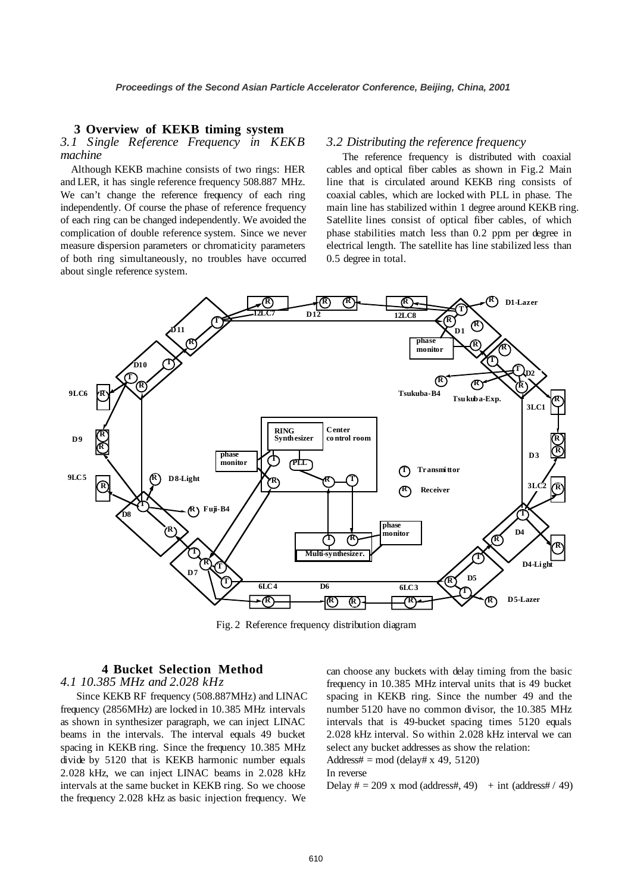## 3 Overview of KEKB timing system

### *3.1 Single Reference Frequency in KEKB machine*

Although KEKB machine consists of two rings: HER and LER, it has single reference frequency 508.887 MHz. We can't change the reference frequency of each ring independently. Of course the phase of reference frequency of each ring can be changed independently. We avoided the complication of double reference system. Since we never measure dispersion parameters or chromaticity parameters of both ring simultaneously, no troubles have occurred about single reference system.

### *3.2 Distributing the reference frequency*

The reference frequency is distributed with coaxial cables and optical fiber cables as shown in Fig.2 Main line that is circulated around KEKB ring consists of coaxial cables, which are locked with PLL in phase. The main line has stabilized within 1 degree around KEKB ring. Satellite lines consist of optical fiber cables, of which phase stabilities match less than 0.2 ppm per degree in electrical length. The satellite has line stabilized less than 0.5 degree in total.

Fig. 2 Reference frequency distribution diagram

## 4 Bucket Selection Method

### *4.1 10.385 MHz and 2.028 kHz*

Since KEKB RF frequency (508.887MHz) and LINAC frequency (2856MHz) are locked in 10.385 MHz intervals as shown in synthesizer paragraph, we can inject LINAC beams in the intervals. The interval equals 49 bucket spacing in KEKB ring. Since the frequency 10.385 MHz divide by 5120 that is KEKB harmonic number equals 2.028 kHz, we can inject LINAC beams in 2.028 kHz intervals at the same bucket in KEKB ring. So we choose the frequency 2.028 kHz as basic injection frequency. We can choose any buckets with delay timing from the basic frequency in 10.385 MHz interval units that is 49 bucket spacing in KEKB ring. Since the number 49 and the number 5120 have no common divisor, the 10.385 MHz intervals that is 49-bucket spacing times 5120 equals 2.028 kHz interval. So within 2.028 kHz interval we can select any bucket addresses as show the relation:

Address# = mod (delay# x 49, 5120)

In reverse

Delay # = 209 x mod (address#, 49) + int (address# / 49)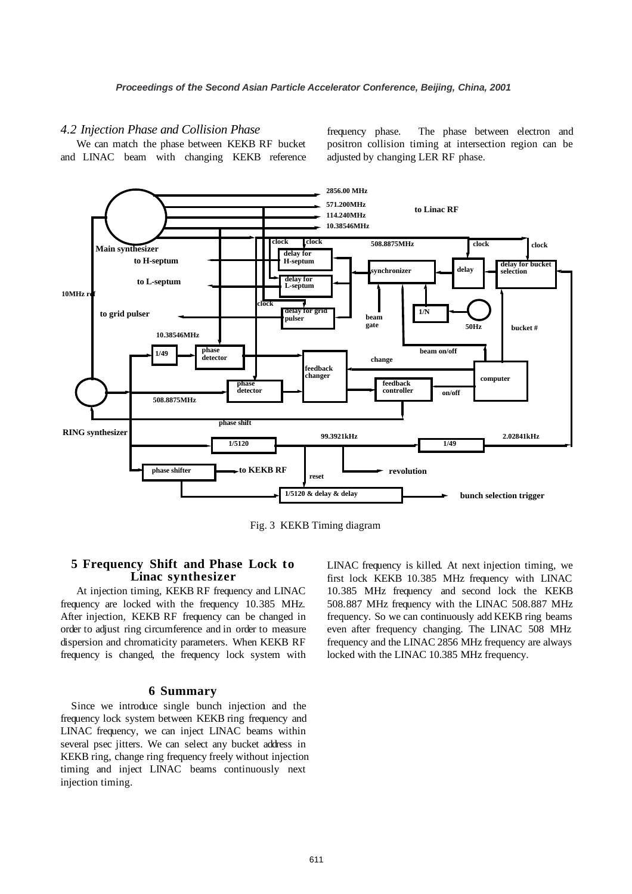### 4.2 Injection Phase and Collision Phase

We can match the phase between KEKB RF bucket and LINAC beam with changing KEKB reference frequency phase. The phase between electron and positron collision timing at intersection region can be adjusted by changing LER RF phase.

2856.00 MHz
571.200MHz
114.240MHz
10.38546MHz
to Linac RF
Main synthesizer
clock
clock
508.8875MHz
clock
clock
to H-septum
delay for H-septum
synchronizer
delay
delay for bucket selection
to L-septum
delay for L-septum
10MHz ref
clock
to grid pulser
delay for grid pulser
beam gate
1/N
50Hz
bucket #
10.38546MHz
1/49
phase detector
beam on/off
change
feedback changer
computer
phase detector
feedback controller
on/off
508.8875MHz
phase shift
RING synthesizer
1/5120
99.3921kHz
1/49
2.02841kHz
phase shifter
to KEKB RF
reset
revolution
1/5120 & delay & delay
bunch selection trigger

Fig. 3 KEKB Timing diagram

## 5 Frequency Shift and Phase Lock to Linac synthesizer

At injection timing, KEKB RF frequency and LINAC frequency are locked with the frequency 10.385 MHz. After injection, KEKB RF frequency can be changed in order to adjust ring circumference and in order to measure dispersion and chromaticity parameters. When KEKB RF frequency is changed, the frequency lock system with LINAC frequency is killed. At next injection timing, we first lock KEKB 10.385 MHz frequency with LINAC 10.385 MHz frequency and second lock the KEKB 508.887 MHz frequency with the LINAC 508.887 MHz frequency. So we can continuously add KEKB ring beams even after frequency changing. The LINAC 508 MHz frequency and the LINAC 2856 MHz frequency are always locked with the LINAC 10.385 MHz frequency.

## 6 Summary

Since we introduce single bunch injection and the frequency lock system between KEKB ring frequency and LINAC frequency, we can inject LINAC beams within several psec jitters. We can select any bucket address in KEKB ring, change ring frequency freely without injection timing and inject LINAC beams continuously next injection timing.